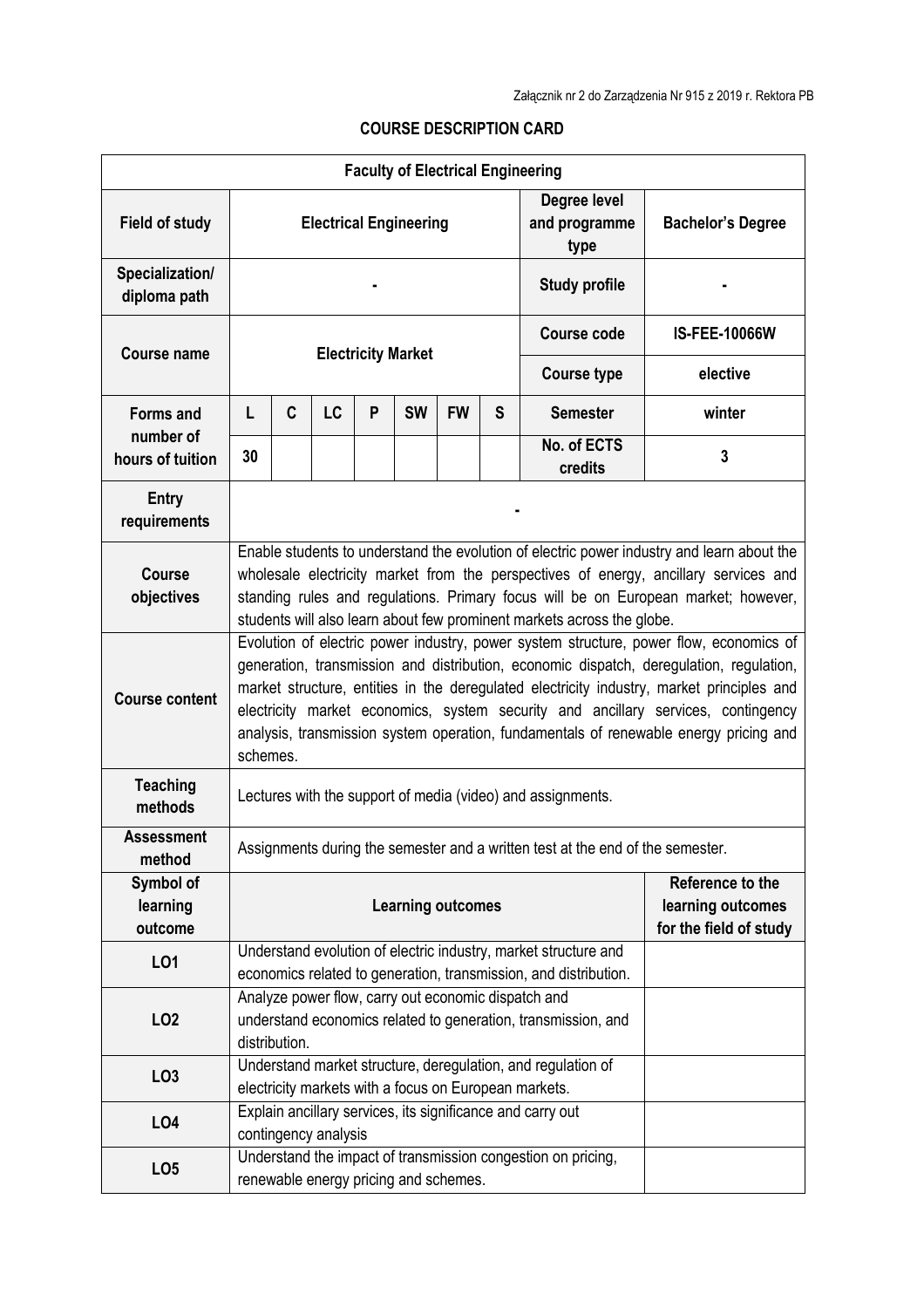Załącznik nr 2 do Zarządzenia Nr 915 z 2019 r. Rektora PB

## COURSE DESCRIPTION CARD

| Faculty of Electrical Engineering | | | | | | | | | |
|---|---|---|---|---|---|---|---|---|---|
| **Field of study** | **Electrical Engineering** | | | | | | | **Degree level and programme type** | **Bachelor's Degree** |
| **Specialization/ diploma path** | - | | | | | | | **Study profile** | - |
| **Course name** | **Electricity Market** | | | | | | | **Course code** | **IS-FEE-10066W** |
| | | | | | | | | **Course type** | elective |
| **Forms and number of hours of tuition** | **L** | **C** | **LC** | **P** | **SW** | **FW** | **S** | **Semester** | winter |
| | 30 | | | | | | | **No. of ECTS credits** | 3 |
| **Entry requirements** | - | | | | | | | | |
| **Course objectives** | Enable students to understand the evolution of electric power industry and learn about the wholesale electricity market from the perspectives of energy, ancillary services and standing rules and regulations. Primary focus will be on European market; however, students will also learn about few prominent markets across the globe. | | | | | | | | |
| **Course content** | Evolution of electric power industry, power system structure, power flow, economics of generation, transmission and distribution, economic dispatch, deregulation, regulation, market structure, entities in the deregulated electricity industry, market principles and electricity market economics, system security and ancillary services, contingency analysis, transmission system operation, fundamentals of renewable energy pricing and schemes. | | | | | | | | |
| **Teaching methods** | Lectures with the support of media (video) and assignments. | | | | | | | | |
| **Assessment method** | Assignments during the semester and a written test at the end of the semester. | | | | | | | | |
| **Symbol of learning outcome** | **Learning outcomes** | | | | | | | | **Reference to the learning outcomes for the field of study** |
| **LO1** | Understand evolution of electric industry, market structure and economics related to generation, transmission, and distribution. | | | | | | | | |
| **LO2** | Analyze power flow, carry out economic dispatch and understand economics related to generation, transmission, and distribution. | | | | | | | | |
| **LO3** | Understand market structure, deregulation, and regulation of electricity markets with a focus on European markets. | | | | | | | | |
| **LO4** | Explain ancillary services, its significance and carry out contingency analysis | | | | | | | | |
| **LO5** | Understand the impact of transmission congestion on pricing, renewable energy pricing and schemes. | | | | | | | | |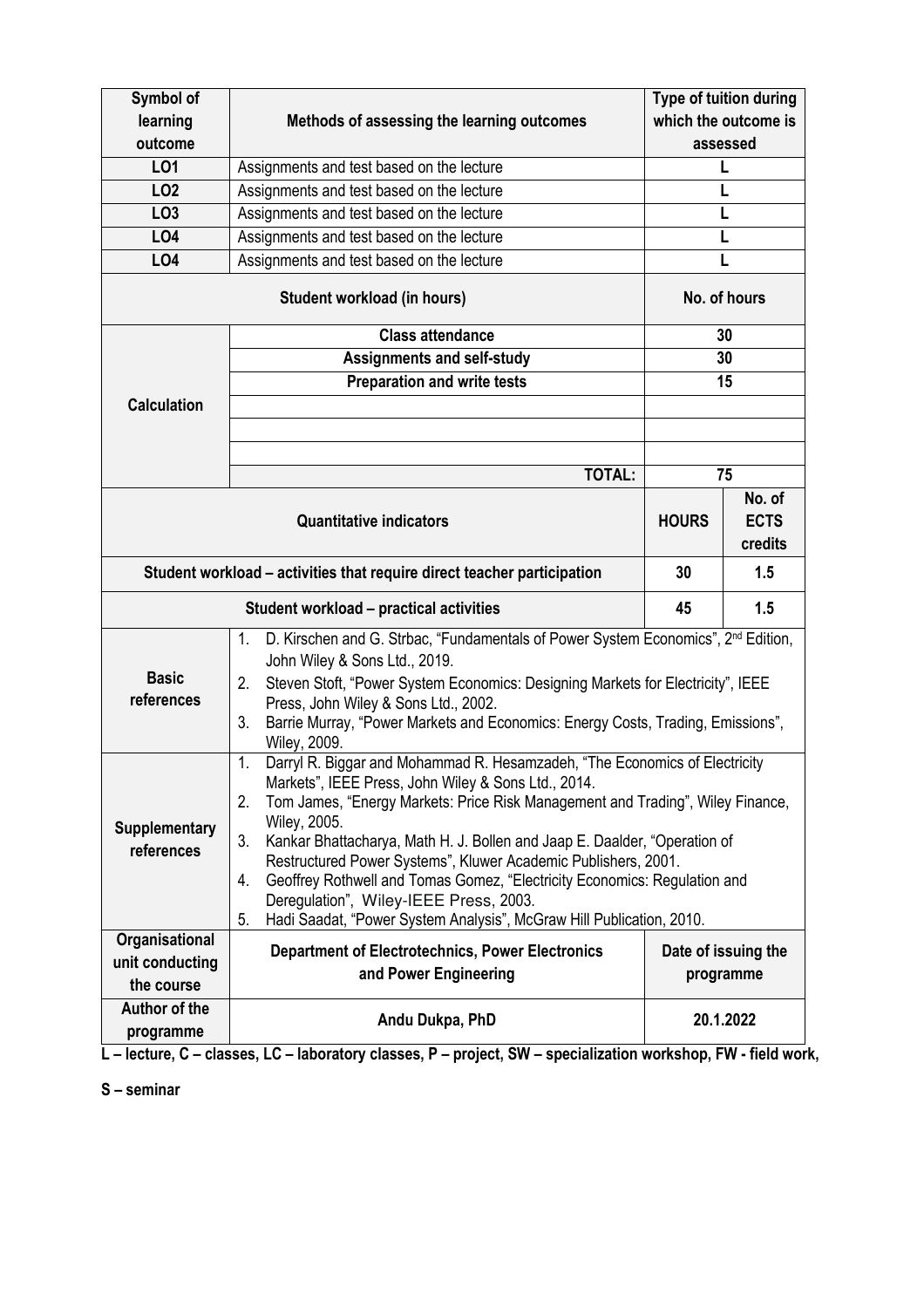| Symbol of learning outcome | Methods of assessing the learning outcomes | Type of tuition during which the outcome is assessed | |
|---|---|---|---|
| LO1 | Assignments and test based on the lecture | L | |
| LO2 | Assignments and test based on the lecture | L | |
| LO3 | Assignments and test based on the lecture | L | |
| LO4 | Assignments and test based on the lecture | L | |
| LO4 | Assignments and test based on the lecture | L | |
| **Student workload (in hours)** | | **No. of hours** | |
| **Calculation** | **Class attendance** | 30 | |
| | **Assignments and self-study** | 30 | |
| | **Preparation and write tests** | 15 | |
| | | | |
| | | | |
| | | | |
| | **TOTAL:** | 75 | |
| **Quantitative indicators** | | **HOURS** | **No. of ECTS credits** |
| **Student workload – activities that require direct teacher participation** | | 30 | 1.5 |
| **Student workload – practical activities** | | 45 | 1.5 |
| **Basic references** | 1. D. Kirschen and G. Strbac, "Fundamentals of Power System Economics", 2nd Edition, John Wiley & Sons Ltd., 2019.<br>2. Steven Stoft, "Power System Economics: Designing Markets for Electricity", IEEE Press, John Wiley & Sons Ltd., 2002.<br>3. Barrie Murray, "Power Markets and Economics: Energy Costs, Trading, Emissions", Wiley, 2009. | | |
| **Supplementary references** | 1. Darryl R. Biggar and Mohammad R. Hesamzadeh, "The Economics of Electricity Markets", IEEE Press, John Wiley & Sons Ltd., 2014.<br>2. Tom James, "Energy Markets: Price Risk Management and Trading", Wiley Finance, Wiley, 2005.<br>3. Kankar Bhattacharya, Math H. J. Bollen and Jaap E. Daalder, "Operation of Restructured Power Systems", Kluwer Academic Publishers, 2001.<br>4. Geoffrey Rothwell and Tomas Gomez, "Electricity Economics: Regulation and Deregulation", Wiley-IEEE Press, 2003.<br>5. Hadi Saadat, "Power System Analysis", McGraw Hill Publication, 2010. | | |
| **Organisational unit conducting the course** | **Department of Electrotechnics, Power Electronics and Power Engineering** | **Date of issuing the programme** | |
| **Author of the programme** | **Andu Dukpa, PhD** | **20.1.2022** | |

**L – lecture, C – classes, LC – laboratory classes, P – project, SW – specialization workshop, FW - field work, S – seminar**